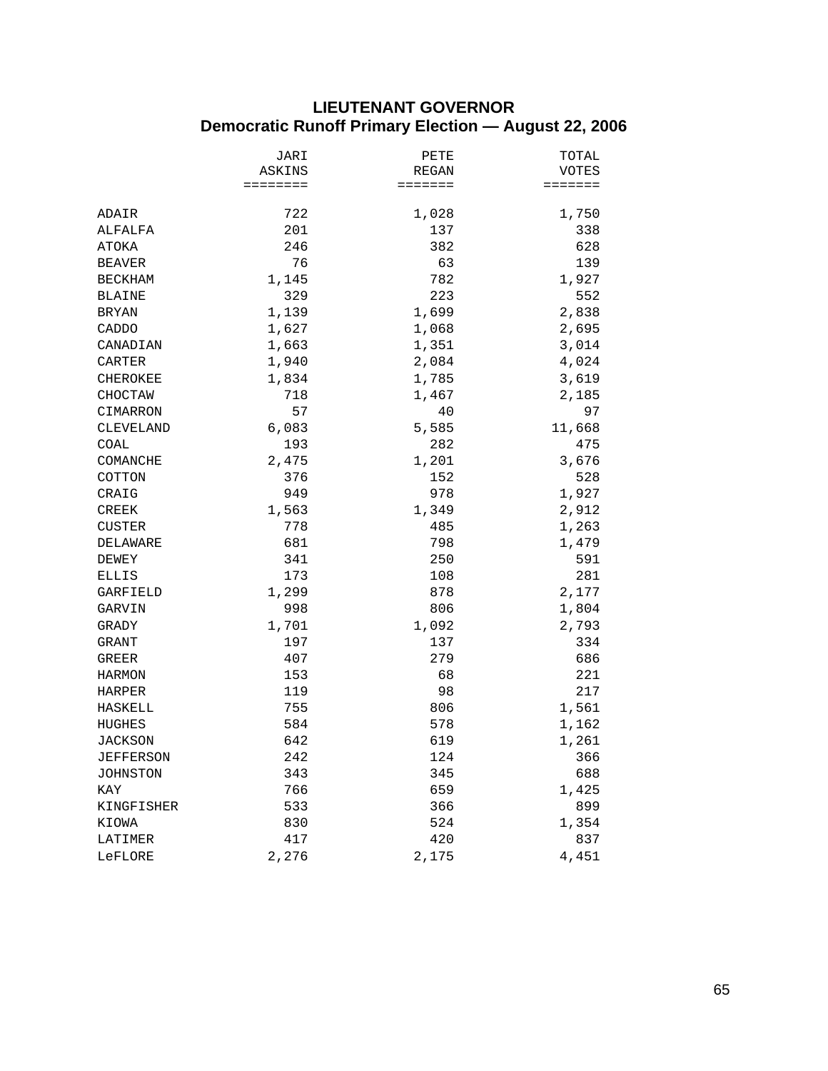# LIEUTENANT GOVERNOR
## Democratic Runoff Primary Election — August 22, 2006

| | JARI ASKINS | PETE REGAN | TOTAL VOTES |
|---|---:|---:|---:|
| ADAIR | 722 | 1,028 | 1,750 |
| ALFALFA | 201 | 137 | 338 |
| ATOKA | 246 | 382 | 628 |
| BEAVER | 76 | 63 | 139 |
| BECKHAM | 1,145 | 782 | 1,927 |
| BLAINE | 329 | 223 | 552 |
| BRYAN | 1,139 | 1,699 | 2,838 |
| CADDO | 1,627 | 1,068 | 2,695 |
| CANADIAN | 1,663 | 1,351 | 3,014 |
| CARTER | 1,940 | 2,084 | 4,024 |
| CHEROKEE | 1,834 | 1,785 | 3,619 |
| CHOCTAW | 718 | 1,467 | 2,185 |
| CIMARRON | 57 | 40 | 97 |
| CLEVELAND | 6,083 | 5,585 | 11,668 |
| COAL | 193 | 282 | 475 |
| COMANCHE | 2,475 | 1,201 | 3,676 |
| COTTON | 376 | 152 | 528 |
| CRAIG | 949 | 978 | 1,927 |
| CREEK | 1,563 | 1,349 | 2,912 |
| CUSTER | 778 | 485 | 1,263 |
| DELAWARE | 681 | 798 | 1,479 |
| DEWEY | 341 | 250 | 591 |
| ELLIS | 173 | 108 | 281 |
| GARFIELD | 1,299 | 878 | 2,177 |
| GARVIN | 998 | 806 | 1,804 |
| GRADY | 1,701 | 1,092 | 2,793 |
| GRANT | 197 | 137 | 334 |
| GREER | 407 | 279 | 686 |
| HARMON | 153 | 68 | 221 |
| HARPER | 119 | 98 | 217 |
| HASKELL | 755 | 806 | 1,561 |
| HUGHES | 584 | 578 | 1,162 |
| JACKSON | 642 | 619 | 1,261 |
| JEFFERSON | 242 | 124 | 366 |
| JOHNSTON | 343 | 345 | 688 |
| KAY | 766 | 659 | 1,425 |
| KINGFISHER | 533 | 366 | 899 |
| KIOWA | 830 | 524 | 1,354 |
| LATIMER | 417 | 420 | 837 |
| LeFLORE | 2,276 | 2,175 | 4,451 |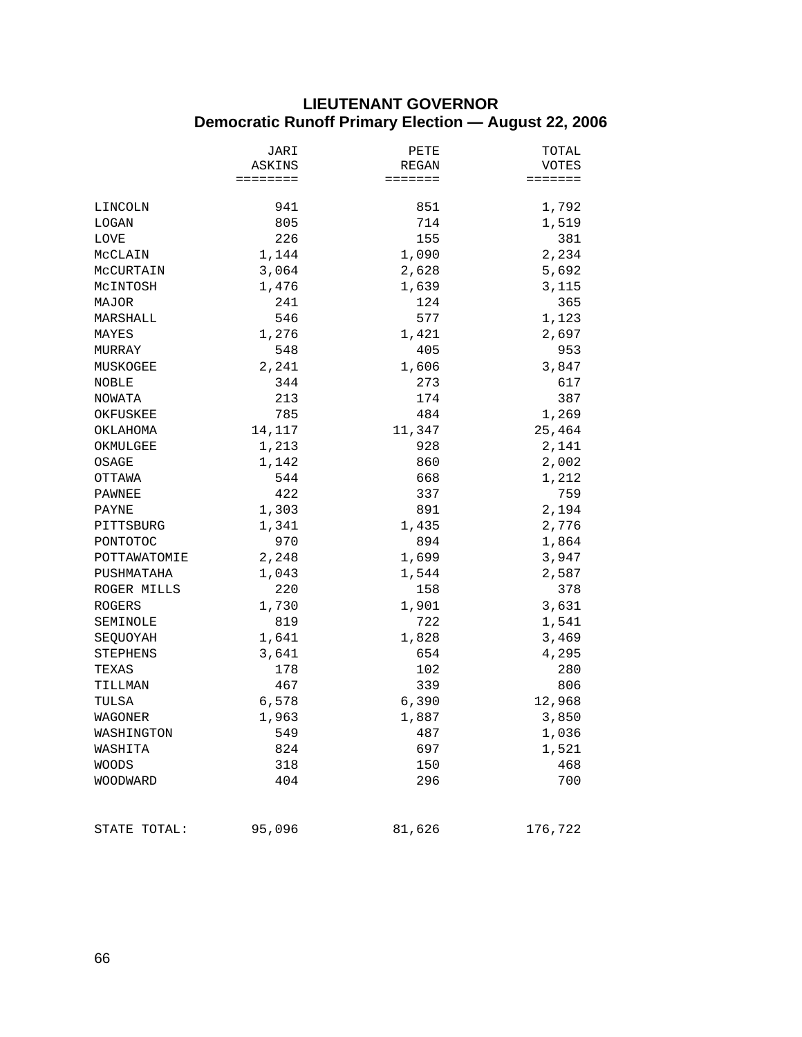## LIEUTENANT GOVERNOR
## Democratic Runoff Primary Election — August 22, 2006

| | JARI ASKINS | PETE REGAN | TOTAL VOTES |
|---|---|---|---|
| LINCOLN | 941 | 851 | 1,792 |
| LOGAN | 805 | 714 | 1,519 |
| LOVE | 226 | 155 | 381 |
| McCLAIN | 1,144 | 1,090 | 2,234 |
| McCURTAIN | 3,064 | 2,628 | 5,692 |
| McINTOSH | 1,476 | 1,639 | 3,115 |
| MAJOR | 241 | 124 | 365 |
| MARSHALL | 546 | 577 | 1,123 |
| MAYES | 1,276 | 1,421 | 2,697 |
| MURRAY | 548 | 405 | 953 |
| MUSKOGEE | 2,241 | 1,606 | 3,847 |
| NOBLE | 344 | 273 | 617 |
| NOWATA | 213 | 174 | 387 |
| OKFUSKEE | 785 | 484 | 1,269 |
| OKLAHOMA | 14,117 | 11,347 | 25,464 |
| OKMULGEE | 1,213 | 928 | 2,141 |
| OSAGE | 1,142 | 860 | 2,002 |
| OTTAWA | 544 | 668 | 1,212 |
| PAWNEE | 422 | 337 | 759 |
| PAYNE | 1,303 | 891 | 2,194 |
| PITTSBURG | 1,341 | 1,435 | 2,776 |
| PONTOTOC | 970 | 894 | 1,864 |
| POTTAWATOMIE | 2,248 | 1,699 | 3,947 |
| PUSHMATAHA | 1,043 | 1,544 | 2,587 |
| ROGER MILLS | 220 | 158 | 378 |
| ROGERS | 1,730 | 1,901 | 3,631 |
| SEMINOLE | 819 | 722 | 1,541 |
| SEQUOYAH | 1,641 | 1,828 | 3,469 |
| STEPHENS | 3,641 | 654 | 4,295 |
| TEXAS | 178 | 102 | 280 |
| TILLMAN | 467 | 339 | 806 |
| TULSA | 6,578 | 6,390 | 12,968 |
| WAGONER | 1,963 | 1,887 | 3,850 |
| WASHINGTON | 549 | 487 | 1,036 |
| WASHITA | 824 | 697 | 1,521 |
| WOODS | 318 | 150 | 468 |
| WOODWARD | 404 | 296 | 700 |
| STATE TOTAL: | 95,096 | 81,626 | 176,722 |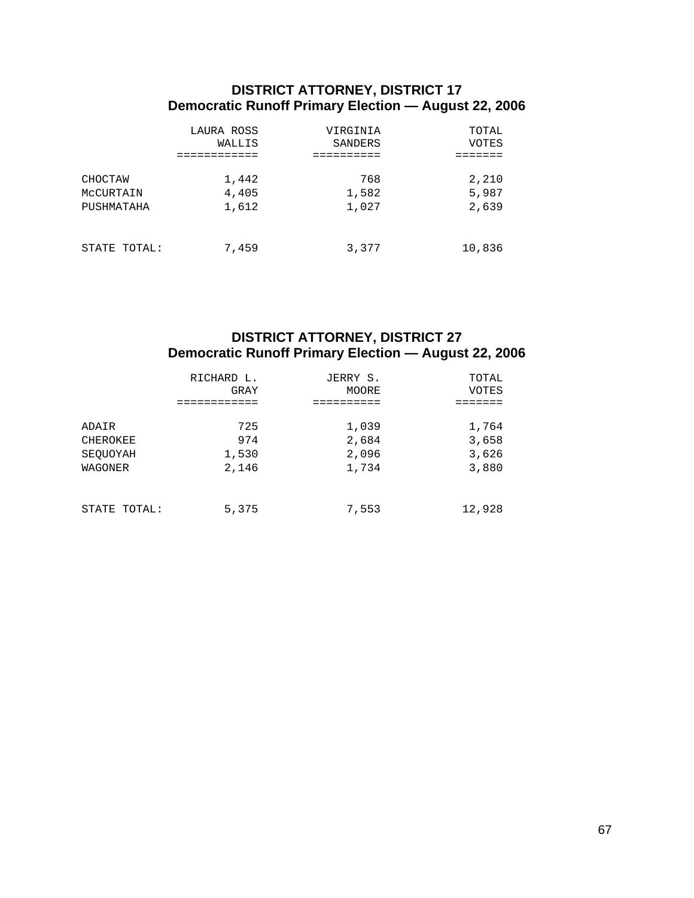## DISTRICT ATTORNEY, DISTRICT 17
### Democratic Runoff Primary Election — August 22, 2006

| | LAURA ROSS WALLIS | VIRGINIA SANDERS | TOTAL VOTES |
|---|---|---|---|
| CHOCTAW | 1,442 | 768 | 2,210 |
| McCURTAIN | 4,405 | 1,582 | 5,987 |
| PUSHMATAHA | 1,612 | 1,027 | 2,639 |
| STATE TOTAL: | 7,459 | 3,377 | 10,836 |

## DISTRICT ATTORNEY, DISTRICT 27
### Democratic Runoff Primary Election — August 22, 2006

| | RICHARD L. GRAY | JERRY S. MOORE | TOTAL VOTES |
|---|---|---|---|
| ADAIR | 725 | 1,039 | 1,764 |
| CHEROKEE | 974 | 2,684 | 3,658 |
| SEQUOYAH | 1,530 | 2,096 | 3,626 |
| WAGONER | 2,146 | 1,734 | 3,880 |
| STATE TOTAL: | 5,375 | 7,553 | 12,928 |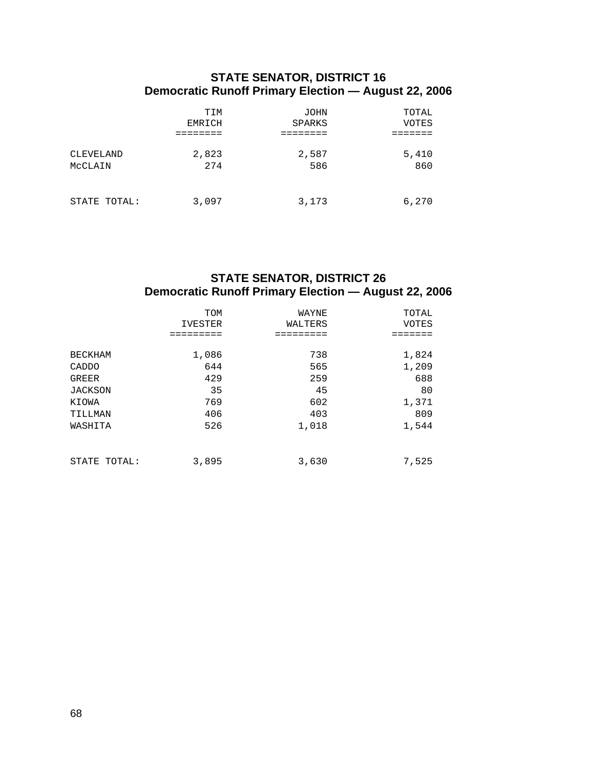## STATE SENATOR, DISTRICT 16
### Democratic Runoff Primary Election — August 22, 2006

| | TIM EMRICH | JOHN SPARKS | TOTAL VOTES |
|---|---|---|---|
| CLEVELAND | 2,823 | 2,587 | 5,410 |
| McCLAIN | 274 | 586 | 860 |
| STATE TOTAL: | 3,097 | 3,173 | 6,270 |

## STATE SENATOR, DISTRICT 26
### Democratic Runoff Primary Election — August 22, 2006

| | TOM IVESTER | WAYNE WALTERS | TOTAL VOTES |
|---|---|---|---|
| BECKHAM | 1,086 | 738 | 1,824 |
| CADDO | 644 | 565 | 1,209 |
| GREER | 429 | 259 | 688 |
| JACKSON | 35 | 45 | 80 |
| KIOWA | 769 | 602 | 1,371 |
| TILLMAN | 406 | 403 | 809 |
| WASHITA | 526 | 1,018 | 1,544 |
| STATE TOTAL: | 3,895 | 3,630 | 7,525 |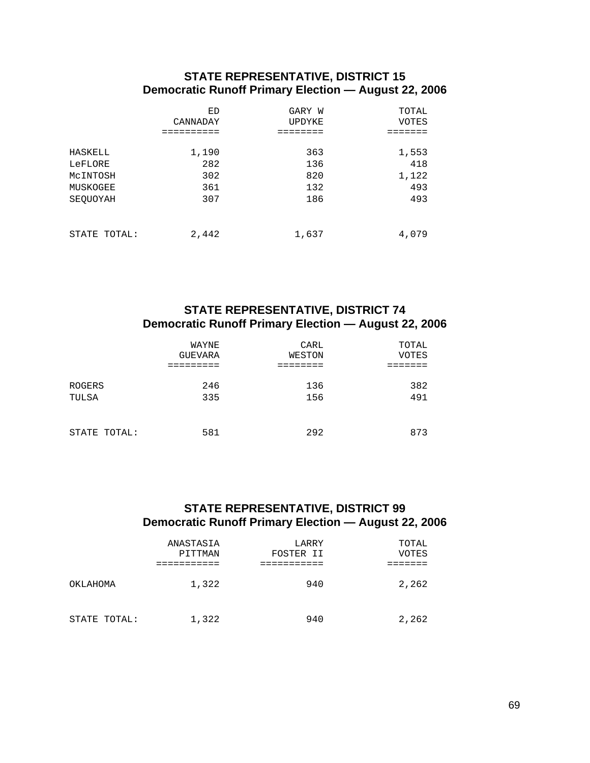## STATE REPRESENTATIVE, DISTRICT 15
## Democratic Runoff Primary Election — August 22, 2006

| | ED CANNADAY | GARY W UPDYKE | TOTAL VOTES |
|---|---|---|---|
| HASKELL | 1,190 | 363 | 1,553 |
| LeFLORE | 282 | 136 | 418 |
| McINTOSH | 302 | 820 | 1,122 |
| MUSKOGEE | 361 | 132 | 493 |
| SEQUOYAH | 307 | 186 | 493 |
| STATE TOTAL: | 2,442 | 1,637 | 4,079 |

## STATE REPRESENTATIVE, DISTRICT 74
## Democratic Runoff Primary Election — August 22, 2006

| | WAYNE GUEVARA | CARL WESTON | TOTAL VOTES |
|---|---|---|---|
| ROGERS | 246 | 136 | 382 |
| TULSA | 335 | 156 | 491 |
| STATE TOTAL: | 581 | 292 | 873 |

## STATE REPRESENTATIVE, DISTRICT 99
## Democratic Runoff Primary Election — August 22, 2006

| | ANASTASIA PITTMAN | LARRY FOSTER II | TOTAL VOTES |
|---|---|---|---|
| OKLAHOMA | 1,322 | 940 | 2,262 |
| STATE TOTAL: | 1,322 | 940 | 2,262 |